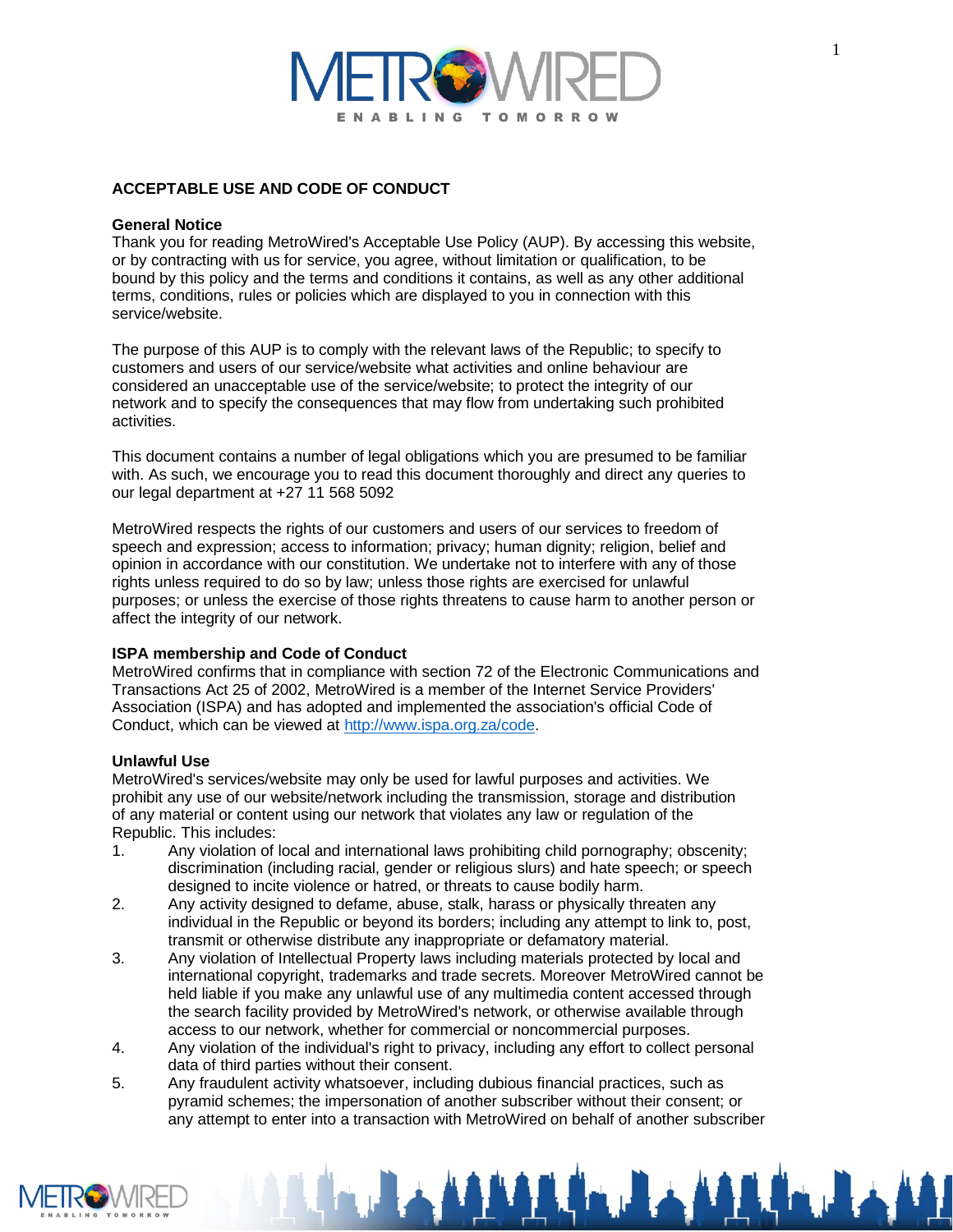# ACCEPTABLE USE AND CODE OF CONDUCT

## General Notice

Thank you for reading MetroWired's Acceptable Use Policy (AUP). By accessing this website, or by contracting with us for service, you agree, without limitation or qualification, to be bound by this policy and the terms and conditions it contains, as well as any other additional terms, conditions, rules or policies which are displayed to you in connection with this service/website.

The purpose of this AUP is to comply with the relevant laws of the Republic; to specify to customers and users of our service/website what activities and online behaviour are considered an unacceptable use of the service/website; to protect the integrity of our network and to specify the consequences that may flow from undertaking such prohibited activities.

This document contains a number of legal obligations which you are presumed to be familiar with. As such, we encourage you to read this document thoroughly and direct any queries to our legal department at +27 11 568 5092

MetroWired respects the rights of our customers and users of our services to freedom of speech and expression; access to information; privacy; human dignity; religion, belief and opinion in accordance with our constitution. We undertake not to interfere with any of those rights unless required to do so by law; unless those rights are exercised for unlawful purposes; or unless the exercise of those rights threatens to cause harm to another person or affect the integrity of our network.

## ISPA membership and Code of Conduct

MetroWired confirms that in compliance with section 72 of the Electronic Communications and Transactions Act 25 of 2002, MetroWired is a member of the Internet Service Providers' Association (ISPA) and has adopted and implemented the association's official Code of Conduct, which can be viewed at http://www.ispa.org.za/code.

## Unlawful Use

MetroWired's services/website may only be used for lawful purposes and activities. We prohibit any use of our website/network including the transmission, storage and distribution of any material or content using our network that violates any law or regulation of the Republic. This includes:

1. Any violation of local and international laws prohibiting child pornography; obscenity; discrimination (including racial, gender or religious slurs) and hate speech; or speech designed to incite violence or hatred, or threats to cause bodily harm.
2. Any activity designed to defame, abuse, stalk, harass or physically threaten any individual in the Republic or beyond its borders; including any attempt to link to, post, transmit or otherwise distribute any inappropriate or defamatory material.
3. Any violation of Intellectual Property laws including materials protected by local and international copyright, trademarks and trade secrets. Moreover MetroWired cannot be held liable if you make any unlawful use of any multimedia content accessed through the search facility provided by MetroWired's network, or otherwise available through access to our network, whether for commercial or noncommercial purposes.
4. Any violation of the individual's right to privacy, including any effort to collect personal data of third parties without their consent.
5. Any fraudulent activity whatsoever, including dubious financial practices, such as pyramid schemes; the impersonation of another subscriber without their consent; or any attempt to enter into a transaction with MetroWired on behalf of another subscriber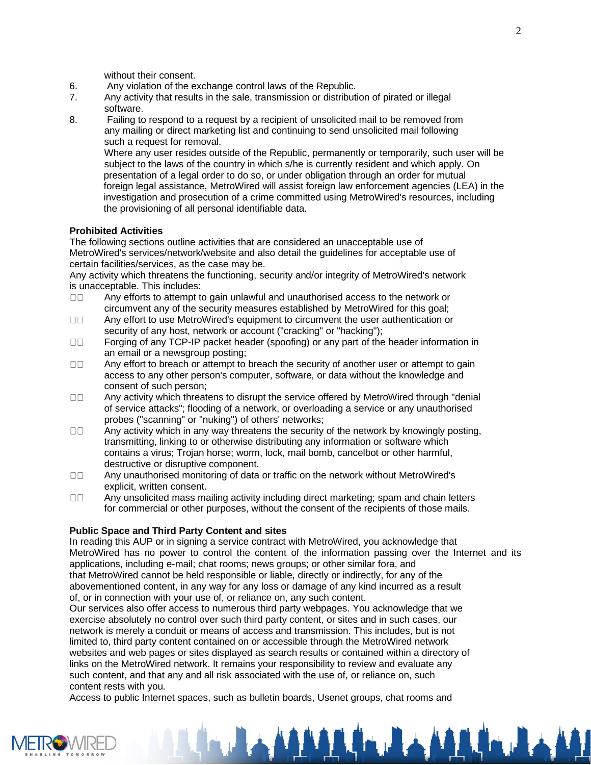without their consent.

6. Any violation of the exchange control laws of the Republic.
7. Any activity that results in the sale, transmission or distribution of pirated or illegal software.
8. Failing to respond to a request by a recipient of unsolicited mail to be removed from any mailing or direct marketing list and continuing to send unsolicited mail following such a request for removal.

   Where any user resides outside of the Republic, permanently or temporarily, such user will be subject to the laws of the country in which s/he is currently resident and which apply. On presentation of a legal order to do so, or under obligation through an order for mutual foreign legal assistance, MetroWired will assist foreign law enforcement agencies (LEA) in the investigation and prosecution of a crime committed using MetroWired's resources, including the provisioning of all personal identifiable data.

**Prohibited Activities**

The following sections outline activities that are considered an unacceptable use of MetroWired's services/network/website and also detail the guidelines for acceptable use of certain facilities/services, as the case may be.

Any activity which threatens the functioning, security and/or integrity of MetroWired's network is unacceptable. This includes:

- Any efforts to attempt to gain unlawful and unauthorised access to the network or circumvent any of the security measures established by MetroWired for this goal;
- Any effort to use MetroWired's equipment to circumvent the user authentication or security of any host, network or account ("cracking" or "hacking");
- Forging of any TCP-IP packet header (spoofing) or any part of the header information in an email or a newsgroup posting;
- Any effort to breach or attempt to breach the security of another user or attempt to gain access to any other person's computer, software, or data without the knowledge and consent of such person;
- Any activity which threatens to disrupt the service offered by MetroWired through "denial of service attacks"; flooding of a network, or overloading a service or any unauthorised probes ("scanning" or "nuking") of others' networks;
- Any activity which in any way threatens the security of the network by knowingly posting, transmitting, linking to or otherwise distributing any information or software which contains a virus; Trojan horse; worm, lock, mail bomb, cancelbot or other harmful, destructive or disruptive component.
- Any unauthorised monitoring of data or traffic on the network without MetroWired's explicit, written consent.
- Any unsolicited mass mailing activity including direct marketing; spam and chain letters for commercial or other purposes, without the consent of the recipients of those mails.

**Public Space and Third Party Content and sites**

In reading this AUP or in signing a service contract with MetroWired, you acknowledge that MetroWired has no power to control the content of the information passing over the Internet and its applications, including e-mail; chat rooms; news groups; or other similar fora, and that MetroWired cannot be held responsible or liable, directly or indirectly, for any of the abovementioned content, in any way for any loss or damage of any kind incurred as a result of, or in connection with your use of, or reliance on, any such content.

Our services also offer access to numerous third party webpages. You acknowledge that we exercise absolutely no control over such third party content, or sites and in such cases, our network is merely a conduit or means of access and transmission. This includes, but is not limited to, third party content contained on or accessible through the MetroWired network websites and web pages or sites displayed as search results or contained within a directory of links on the MetroWired network. It remains your responsibility to review and evaluate any such content, and that any and all risk associated with the use of, or reliance on, such content rests with you.

Access to public Internet spaces, such as bulletin boards, Usenet groups, chat rooms and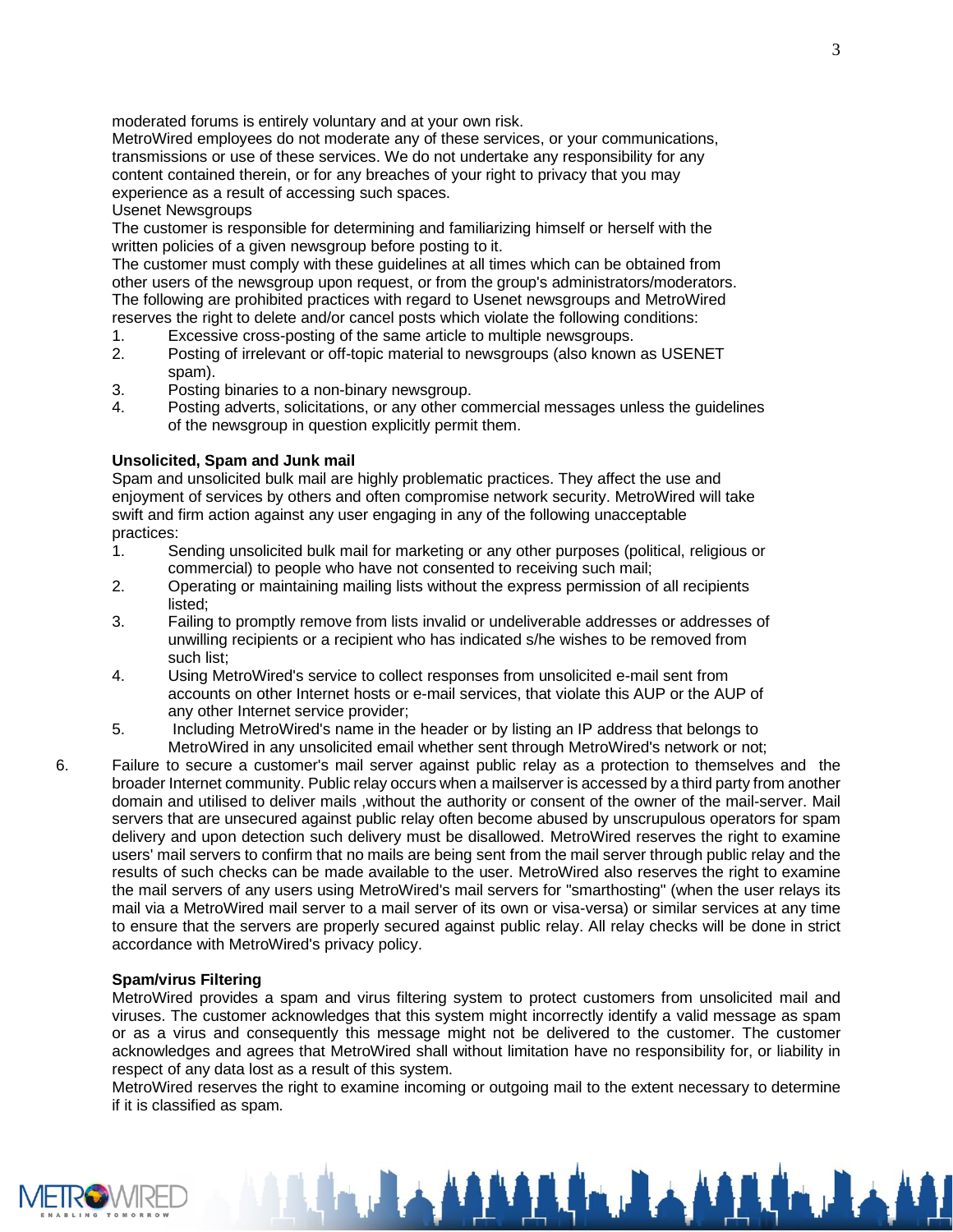moderated forums is entirely voluntary and at your own risk.

MetroWired employees do not moderate any of these services, or your communications, transmissions or use of these services. We do not undertake any responsibility for any content contained therein, or for any breaches of your right to privacy that you may experience as a result of accessing such spaces.

Usenet Newsgroups

The customer is responsible for determining and familiarizing himself or herself with the written policies of a given newsgroup before posting to it.

The customer must comply with these guidelines at all times which can be obtained from other users of the newsgroup upon request, or from the group's administrators/moderators.

The following are prohibited practices with regard to Usenet newsgroups and MetroWired reserves the right to delete and/or cancel posts which violate the following conditions:

1. Excessive cross-posting of the same article to multiple newsgroups.
2. Posting of irrelevant or off-topic material to newsgroups (also known as USENET spam).
3. Posting binaries to a non-binary newsgroup.
4. Posting adverts, solicitations, or any other commercial messages unless the guidelines of the newsgroup in question explicitly permit them.

**Unsolicited, Spam and Junk mail**

Spam and unsolicited bulk mail are highly problematic practices. They affect the use and enjoyment of services by others and often compromise network security. MetroWired will take swift and firm action against any user engaging in any of the following unacceptable practices:

1. Sending unsolicited bulk mail for marketing or any other purposes (political, religious or commercial) to people who have not consented to receiving such mail;
2. Operating or maintaining mailing lists without the express permission of all recipients listed;
3. Failing to promptly remove from lists invalid or undeliverable addresses or addresses of unwilling recipients or a recipient who has indicated s/he wishes to be removed from such list;
4. Using MetroWired's service to collect responses from unsolicited e-mail sent from accounts on other Internet hosts or e-mail services, that violate this AUP or the AUP of any other Internet service provider;
5. Including MetroWired's name in the header or by listing an IP address that belongs to MetroWired in any unsolicited email whether sent through MetroWired's network or not;
6. Failure to secure a customer's mail server against public relay as a protection to themselves and the broader Internet community. Public relay occurs when a mailserver is accessed by a third party from another domain and utilised to deliver mails ,without the authority or consent of the owner of the mail-server. Mail servers that are unsecured against public relay often become abused by unscrupulous operators for spam delivery and upon detection such delivery must be disallowed. MetroWired reserves the right to examine users' mail servers to confirm that no mails are being sent from the mail server through public relay and the results of such checks can be made available to the user. MetroWired also reserves the right to examine the mail servers of any users using MetroWired's mail servers for "smarthosting" (when the user relays its mail via a MetroWired mail server to a mail server of its own or visa-versa) or similar services at any time to ensure that the servers are properly secured against public relay. All relay checks will be done in strict accordance with MetroWired's privacy policy.

**Spam/virus Filtering**

MetroWired provides a spam and virus filtering system to protect customers from unsolicited mail and viruses. The customer acknowledges that this system might incorrectly identify a valid message as spam or as a virus and consequently this message might not be delivered to the customer. The customer acknowledges and agrees that MetroWired shall without limitation have no responsibility for, or liability in respect of any data lost as a result of this system.

MetroWired reserves the right to examine incoming or outgoing mail to the extent necessary to determine if it is classified as spam.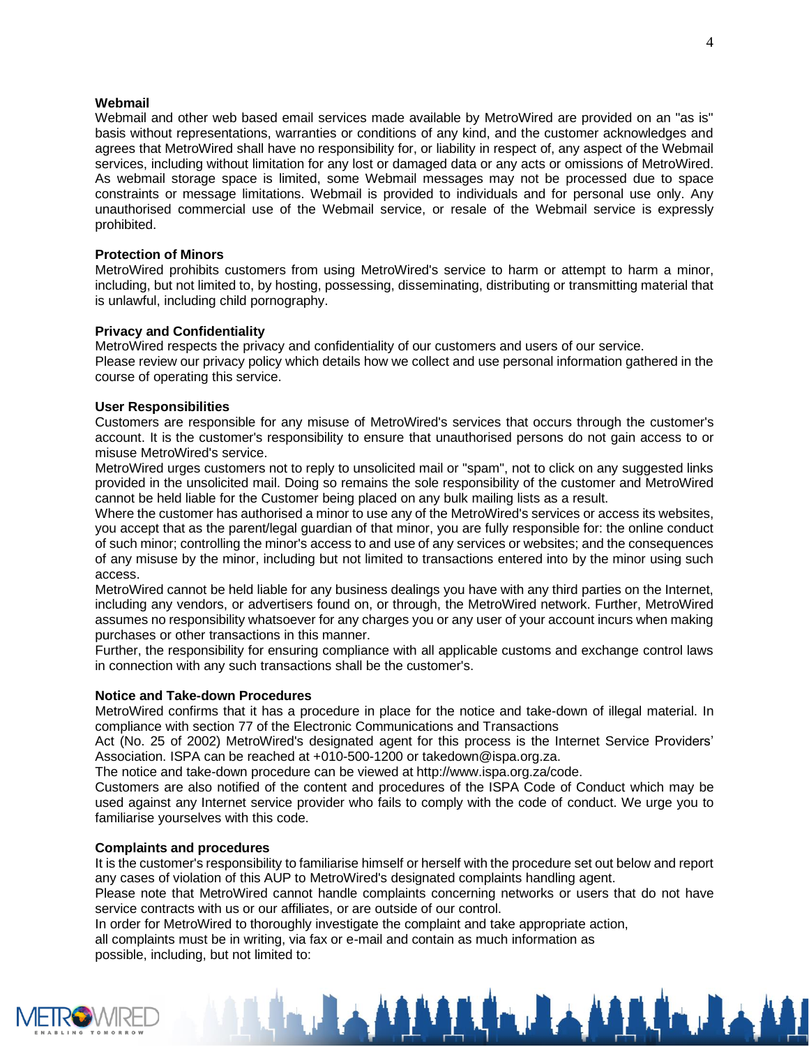**Webmail**

Webmail and other web based email services made available by MetroWired are provided on an "as is" basis without representations, warranties or conditions of any kind, and the customer acknowledges and agrees that MetroWired shall have no responsibility for, or liability in respect of, any aspect of the Webmail services, including without limitation for any lost or damaged data or any acts or omissions of MetroWired. As webmail storage space is limited, some Webmail messages may not be processed due to space constraints or message limitations. Webmail is provided to individuals and for personal use only. Any unauthorised commercial use of the Webmail service, or resale of the Webmail service is expressly prohibited.

**Protection of Minors**

MetroWired prohibits customers from using MetroWired's service to harm or attempt to harm a minor, including, but not limited to, by hosting, possessing, disseminating, distributing or transmitting material that is unlawful, including child pornography.

**Privacy and Confidentiality**

MetroWired respects the privacy and confidentiality of our customers and users of our service.
Please review our privacy policy which details how we collect and use personal information gathered in the course of operating this service.

**User Responsibilities**

Customers are responsible for any misuse of MetroWired's services that occurs through the customer's account. It is the customer's responsibility to ensure that unauthorised persons do not gain access to or misuse MetroWired's service.
MetroWired urges customers not to reply to unsolicited mail or "spam", not to click on any suggested links provided in the unsolicited mail. Doing so remains the sole responsibility of the customer and MetroWired cannot be held liable for the Customer being placed on any bulk mailing lists as a result.
Where the customer has authorised a minor to use any of the MetroWired's services or access its websites, you accept that as the parent/legal guardian of that minor, you are fully responsible for: the online conduct of such minor; controlling the minor's access to and use of any services or websites; and the consequences of any misuse by the minor, including but not limited to transactions entered into by the minor using such access.
MetroWired cannot be held liable for any business dealings you have with any third parties on the Internet, including any vendors, or advertisers found on, or through, the MetroWired network. Further, MetroWired assumes no responsibility whatsoever for any charges you or any user of your account incurs when making purchases or other transactions in this manner.
Further, the responsibility for ensuring compliance with all applicable customs and exchange control laws in connection with any such transactions shall be the customer's.

**Notice and Take-down Procedures**

MetroWired confirms that it has a procedure in place for the notice and take-down of illegal material. In compliance with section 77 of the Electronic Communications and Transactions
Act (No. 25 of 2002) MetroWired's designated agent for this process is the Internet Service Providers' Association. ISPA can be reached at +010-500-1200 or takedown@ispa.org.za.
The notice and take-down procedure can be viewed at http://www.ispa.org.za/code.
Customers are also notified of the content and procedures of the ISPA Code of Conduct which may be used against any Internet service provider who fails to comply with the code of conduct. We urge you to familiarise yourselves with this code.

**Complaints and procedures**

It is the customer's responsibility to familiarise himself or herself with the procedure set out below and report any cases of violation of this AUP to MetroWired's designated complaints handling agent.
Please note that MetroWired cannot handle complaints concerning networks or users that do not have service contracts with us or our affiliates, or are outside of our control.
In order for MetroWired to thoroughly investigate the complaint and take appropriate action,
all complaints must be in writing, via fax or e-mail and contain as much information as
possible, including, but not limited to: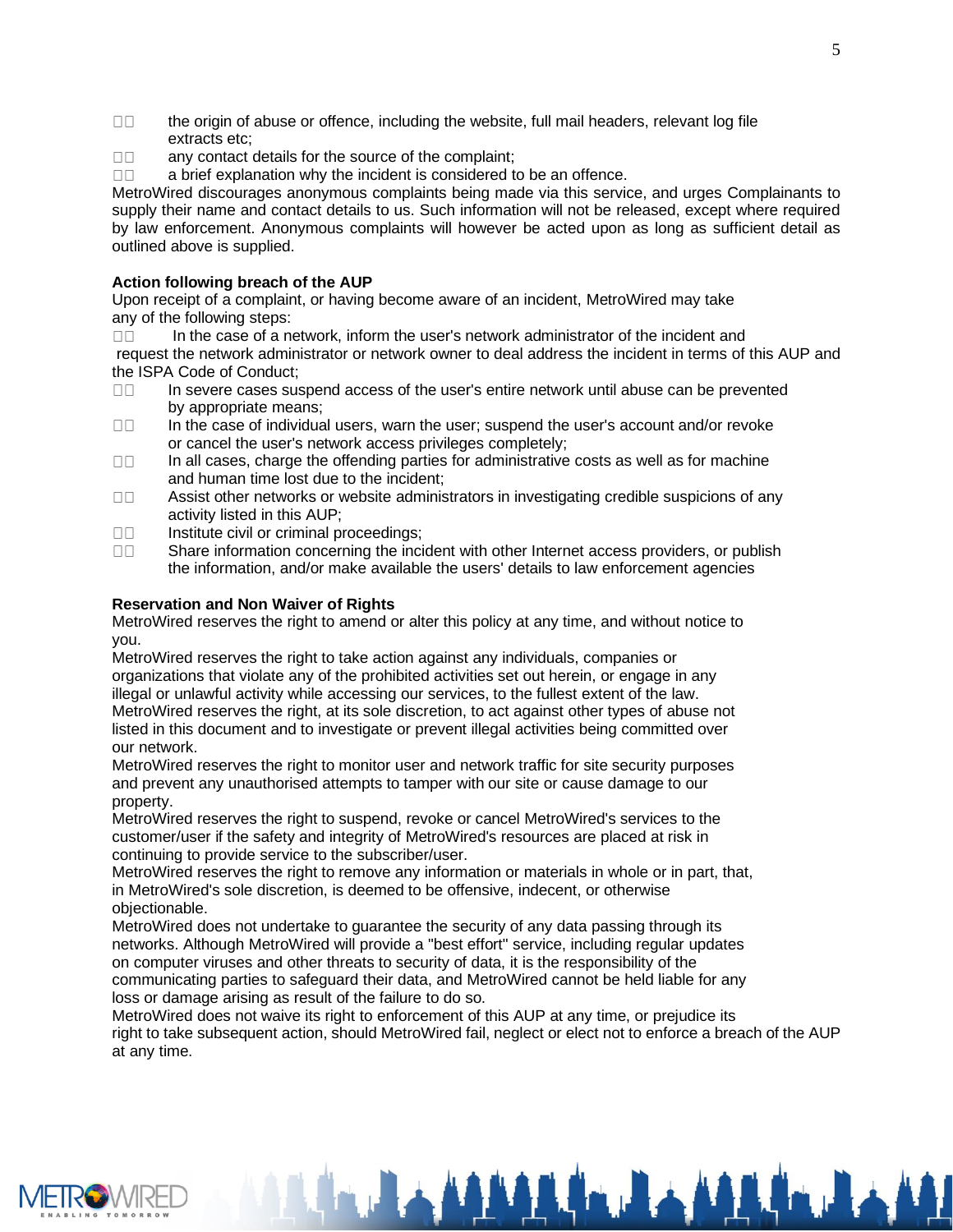- the origin of abuse or offence, including the website, full mail headers, relevant log file extracts etc;
- any contact details for the source of the complaint;
- a brief explanation why the incident is considered to be an offence.

MetroWired discourages anonymous complaints being made via this service, and urges Complainants to supply their name and contact details to us. Such information will not be released, except where required by law enforcement. Anonymous complaints will however be acted upon as long as sufficient detail as outlined above is supplied.

**Action following breach of the AUP**

Upon receipt of a complaint, or having become aware of an incident, MetroWired may take any of the following steps:

- In the case of a network, inform the user's network administrator of the incident and request the network administrator or network owner to deal address the incident in terms of this AUP and the ISPA Code of Conduct;
- In severe cases suspend access of the user's entire network until abuse can be prevented by appropriate means;
- In the case of individual users, warn the user; suspend the user's account and/or revoke or cancel the user's network access privileges completely;
- In all cases, charge the offending parties for administrative costs as well as for machine and human time lost due to the incident;
- Assist other networks or website administrators in investigating credible suspicions of any activity listed in this AUP;
- Institute civil or criminal proceedings;
- Share information concerning the incident with other Internet access providers, or publish the information, and/or make available the users' details to law enforcement agencies

**Reservation and Non Waiver of Rights**

MetroWired reserves the right to amend or alter this policy at any time, and without notice to you.

MetroWired reserves the right to take action against any individuals, companies or organizations that violate any of the prohibited activities set out herein, or engage in any illegal or unlawful activity while accessing our services, to the fullest extent of the law.

MetroWired reserves the right, at its sole discretion, to act against other types of abuse not listed in this document and to investigate or prevent illegal activities being committed over our network.

MetroWired reserves the right to monitor user and network traffic for site security purposes and prevent any unauthorised attempts to tamper with our site or cause damage to our property.

MetroWired reserves the right to suspend, revoke or cancel MetroWired's services to the customer/user if the safety and integrity of MetroWired's resources are placed at risk in continuing to provide service to the subscriber/user.

MetroWired reserves the right to remove any information or materials in whole or in part, that, in MetroWired's sole discretion, is deemed to be offensive, indecent, or otherwise objectionable.

MetroWired does not undertake to guarantee the security of any data passing through its networks. Although MetroWired will provide a "best effort" service, including regular updates on computer viruses and other threats to security of data, it is the responsibility of the communicating parties to safeguard their data, and MetroWired cannot be held liable for any loss or damage arising as result of the failure to do so.

MetroWired does not waive its right to enforcement of this AUP at any time, or prejudice its right to take subsequent action, should MetroWired fail, neglect or elect not to enforce a breach of the AUP at any time.